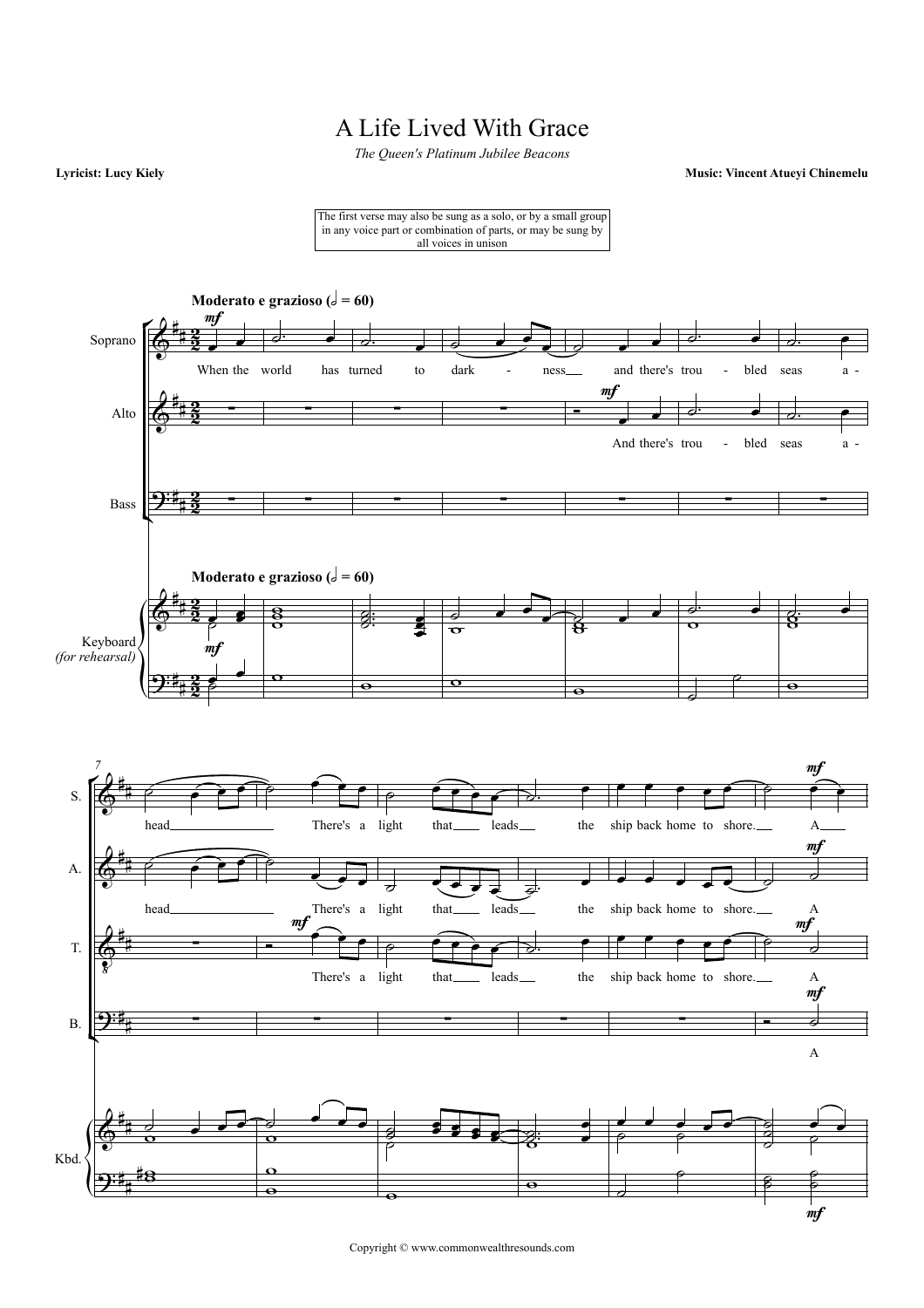# A Life Lived With Grace

*The Queen's Platinum Jubilee Beacons*

**Lyricist: Lucy Kiely**

**Music: Vincent Atueyi Chinemelu**

The first verse may also be sung as a solo, or by a small group in any voice part or combination of parts, or may be sung by all voices in unison

**Moderato e grazioso (𝅗𝅥 = 60)**

Copyright © www.commonwealthresounds.com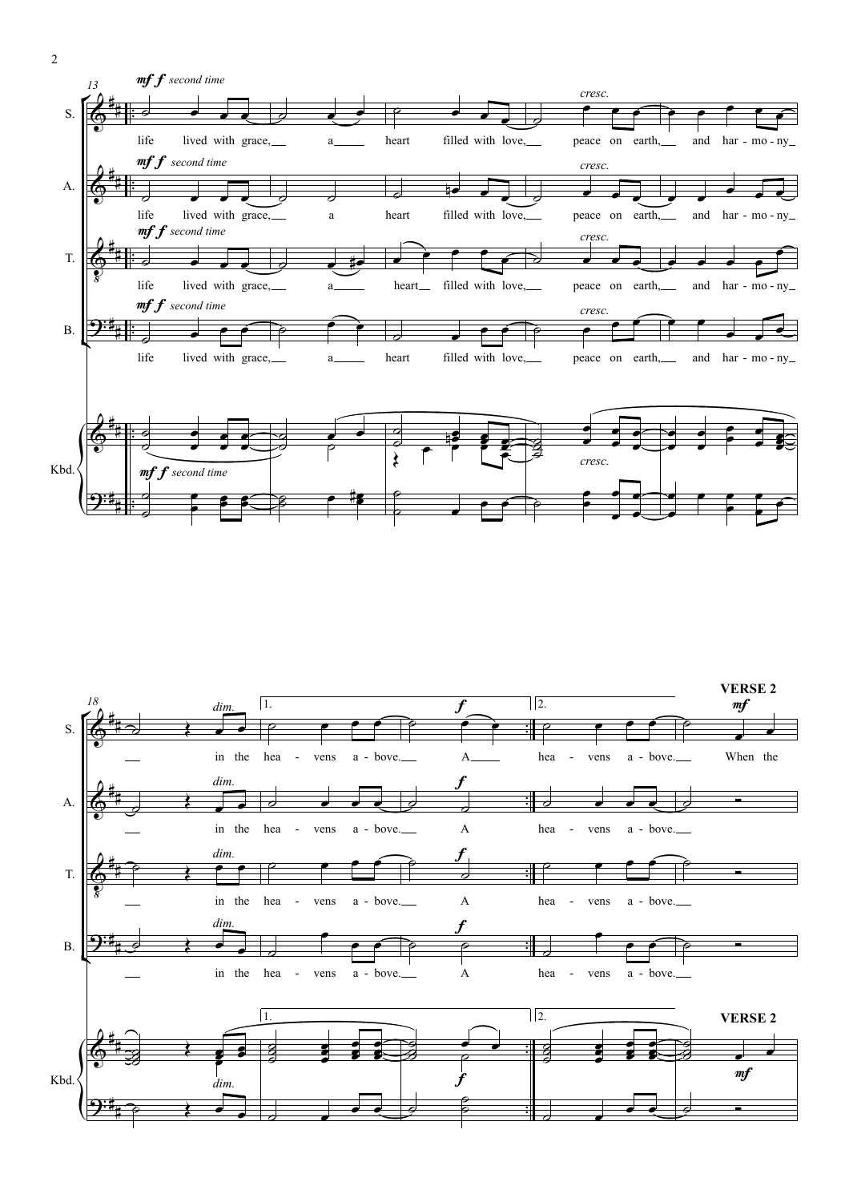**VERSE 2**

life lived with grace, a heart filled with love, peace on earth, and har - mo - ny in the hea - vens a - bove. A

hea - vens a - bove. When the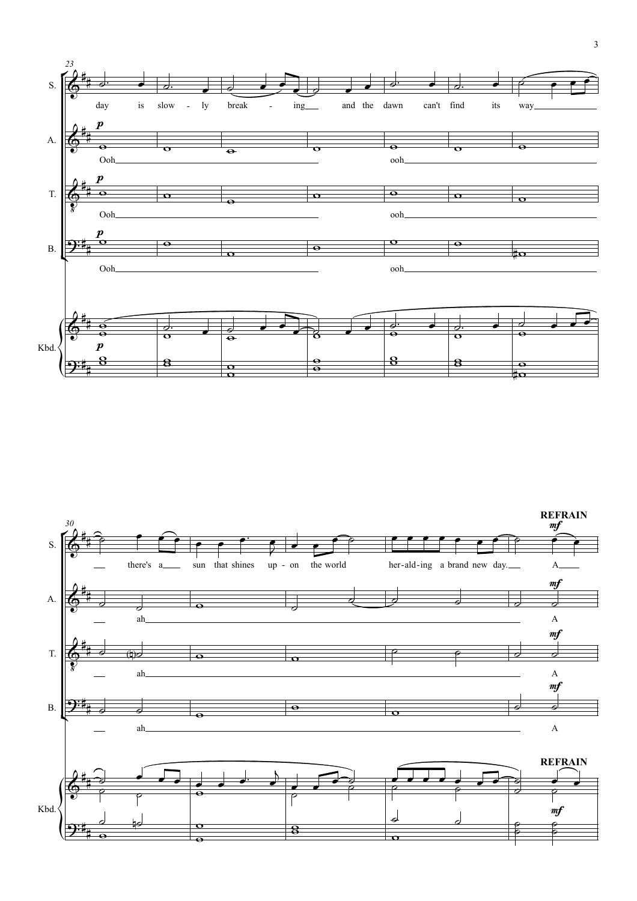**REFRAIN**

S.: day is slow - ly break - ing and the dawn can't find its way there's a sun that shines up - on the world her-ald-ing a brand new day. A

A.: Ooh ooh ah A

T.: Ooh ooh ah A

B.: Ooh ooh ah A

Kbd.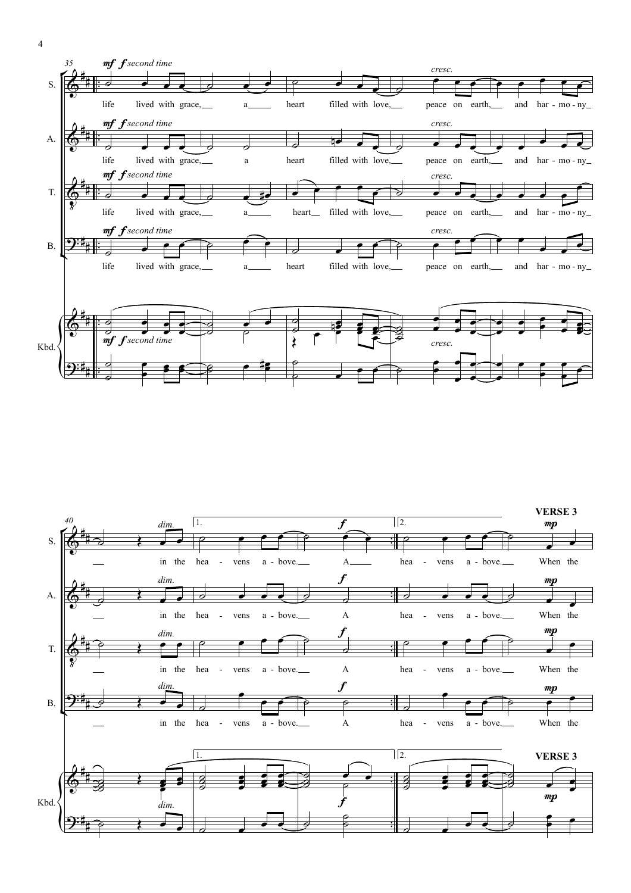S. A. T. B. Kbd.

*mf* *f* second time

life lived with grace, a heart filled with love, peace on earth, and har - mo - ny

*cresc.*

*dim.*

in the hea - vens a - bove. A

1. 2.

hea - vens a - bove. When the

**VERSE 3**

*mp*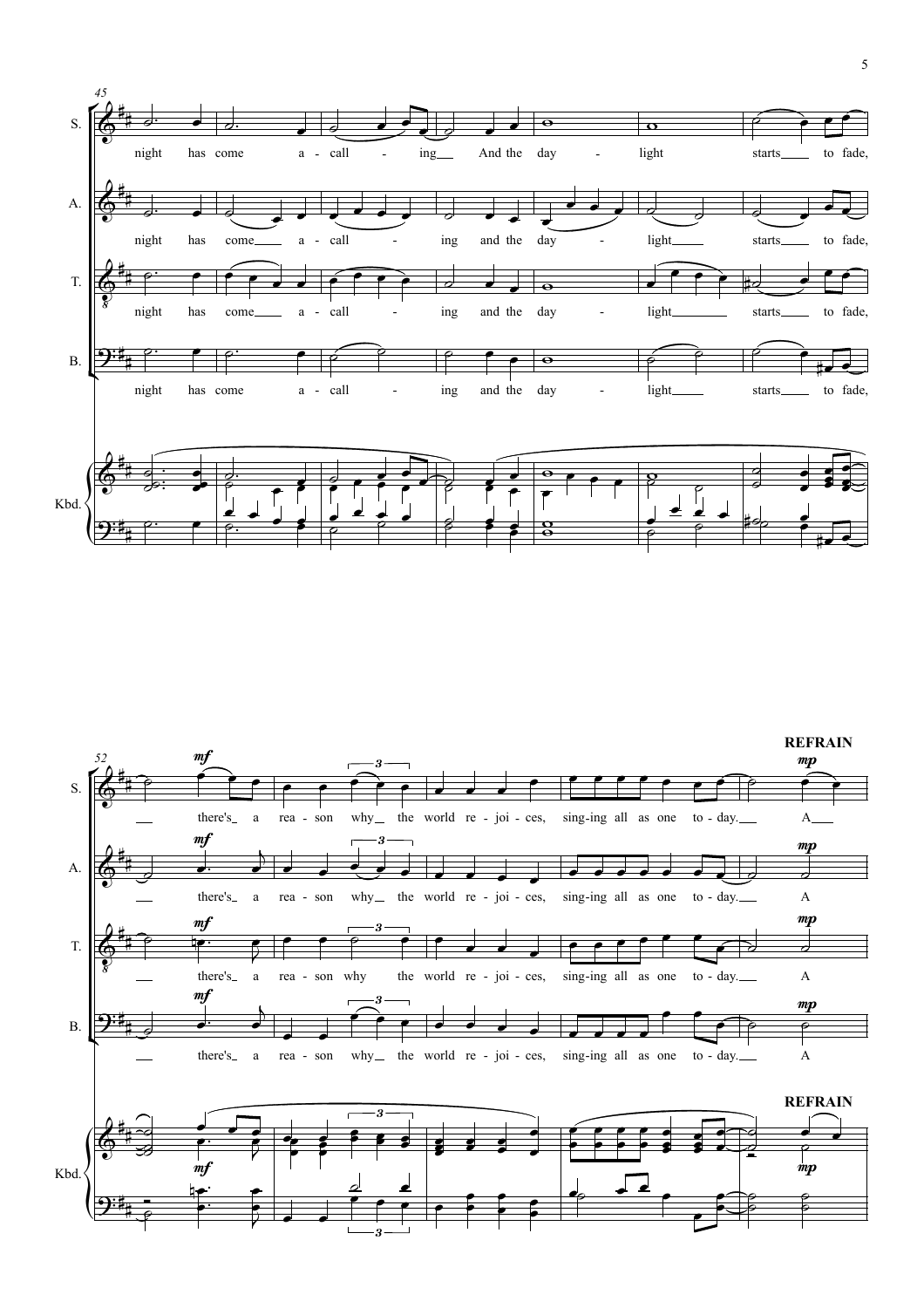S. night has come a - call - ing And the day - light starts to fade,

A. night has come a - call - ing and the day - light starts to fade,

T. night has come a - call - ing and the day - light starts to fade,

B. night has come a - call - ing and the day - light starts to fade,

Kbd.

**REFRAIN**

S. *mf* there's a rea - son why the world re - joi - ces, sing-ing all as one to - day. *mp* A

A. *mf* there's a rea - son why the world re - joi - ces, sing-ing all as one to - day. *mp* A

T. *mf* there's a rea - son why the world re - joi - ces, sing-ing all as one to - day. *mp* A

B. *mf* there's a rea - son why the world re - joi - ces, sing-ing all as one to - day. *mp* A

**REFRAIN**

Kbd. *mf* *mp*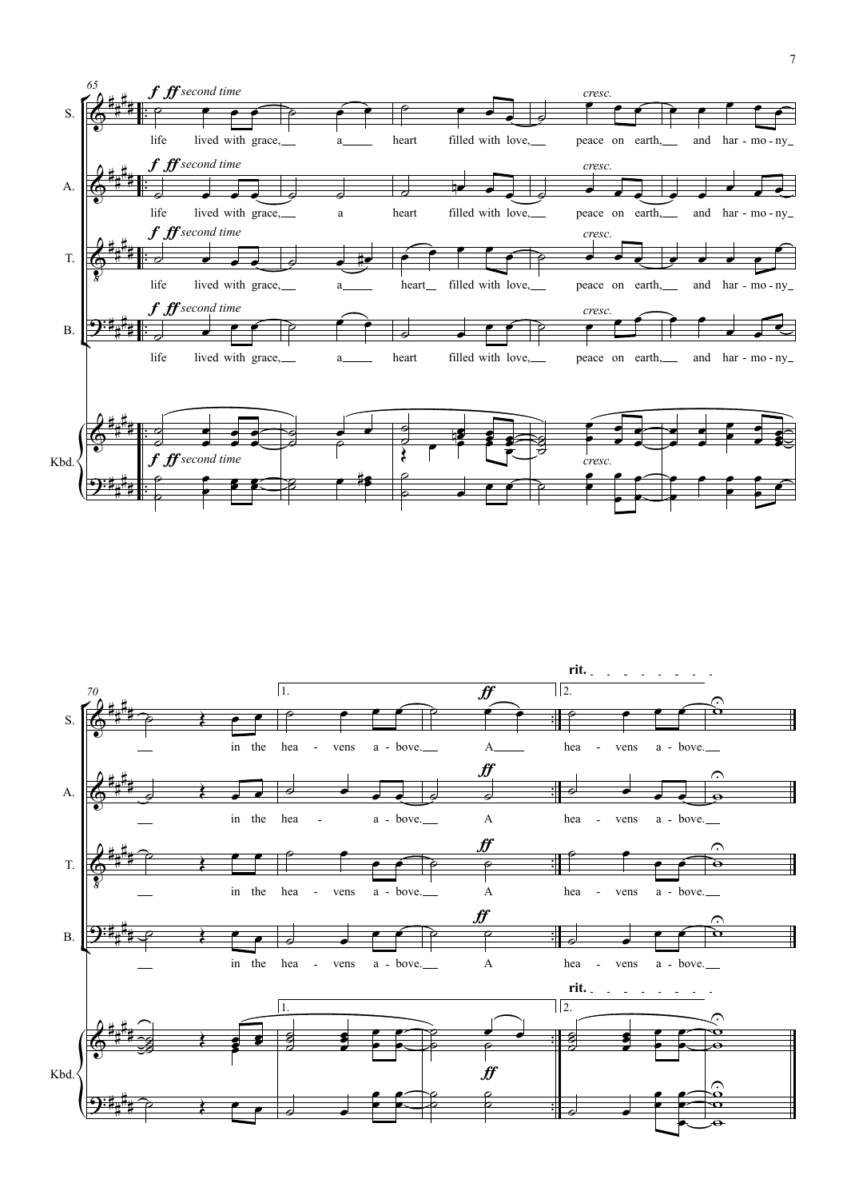65

S. life lived with grace, a heart filled with love, peace on earth, and har - mo - ny

A. life lived with grace, a heart filled with love, peace on earth, and har - mo - ny

T. life lived with grace, a heart filled with love, peace on earth, and har - mo - ny

B. life lived with grace, a heart filled with love, peace on earth, and har - mo - ny

*f ff second time* — *cresc.*

Kbd.

70

S. in the hea - vens a - bove. A hea - vens a - bove.

A. in the hea - a - bove. A hea - vens a - bove.

T. in the hea - vens a - bove. A hea - vens a - bove.

B. in the hea - vens a - bove. A hea - vens a - bove.

1. 2. *ff* **rit.**

Kbd.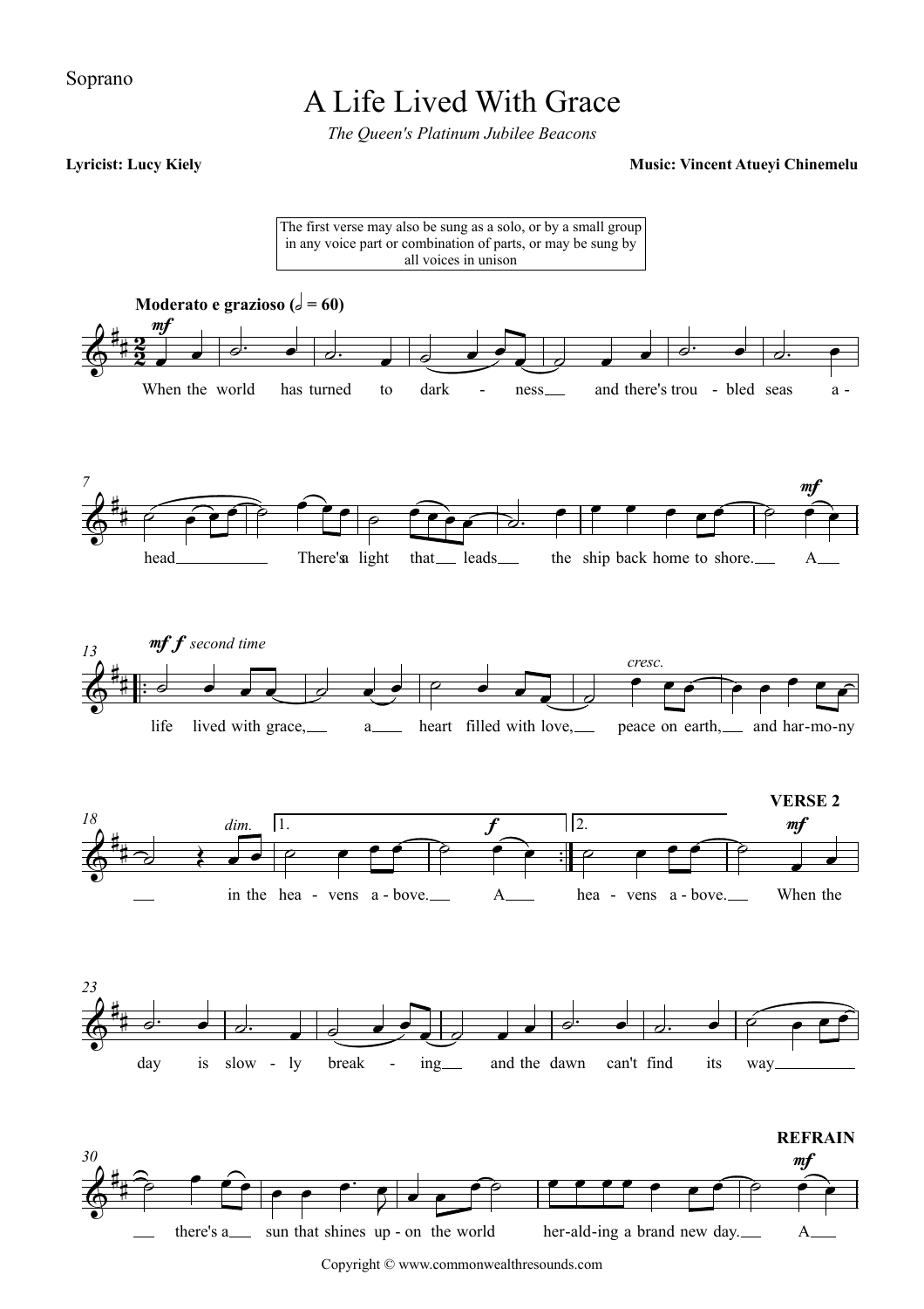Soprano

# A Life Lived With Grace

*The Queen's Platinum Jubilee Beacons*

**Lyricist: Lucy Kiely** **Music: Vincent Atueyi Chinemelu**

The first verse may also be sung as a solo, or by a small group in any voice part or combination of parts, or may be sung by all voices in unison

**Moderato e grazioso (♩ = 60)**

When the world has turned to dark - ness and there's trou - bled seas a - head There's a light that leads the ship back home to shore. A life lived with grace, a heart filled with love, peace on earth, and har-mo-ny in the hea - vens a - bove. A hea - vens a - bove.

**VERSE 2**

When the day is slow - ly break - ing and the dawn can't find its way there's a sun that shines up - on the world her-ald-ing a brand new day.

**REFRAIN**

A

Copyright © www.commonwealthresounds.com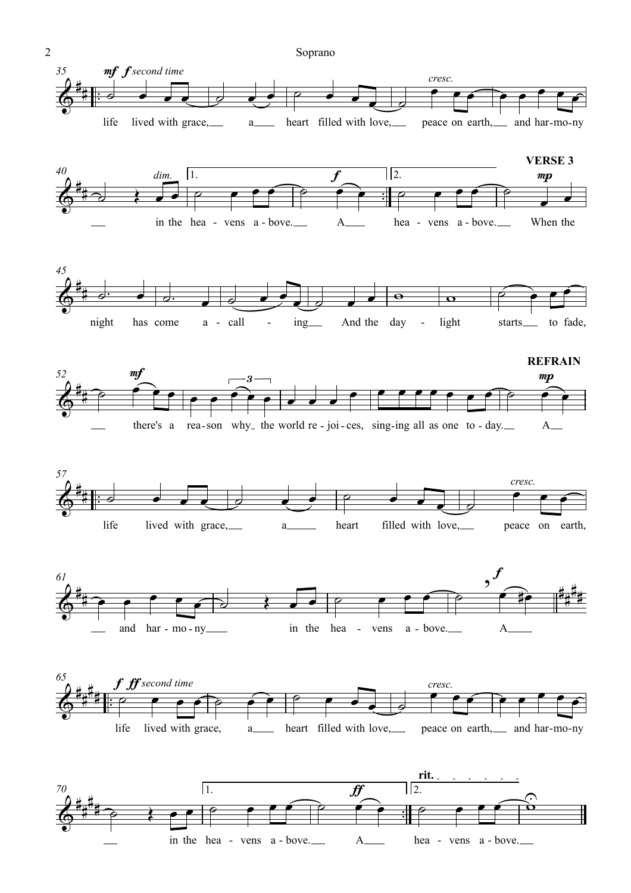life lived with grace, a heart filled with love, peace on earth, and har-mo-ny in the hea - vens a - bove. A hea - vens a - bove.

**VERSE 3**

When the night has come a - call - ing And the day - light starts to fade, there's a rea-son why the world re - joi - ces, sing-ing all as one to - day. A

**REFRAIN**

life lived with grace, a heart filled with love, peace on earth, and har - mo - ny in the hea - vens a - bove. A

life lived with grace, a heart filled with love, peace on earth, and har-mo-ny in the hea - vens a - bove. A hea - vens a - bove.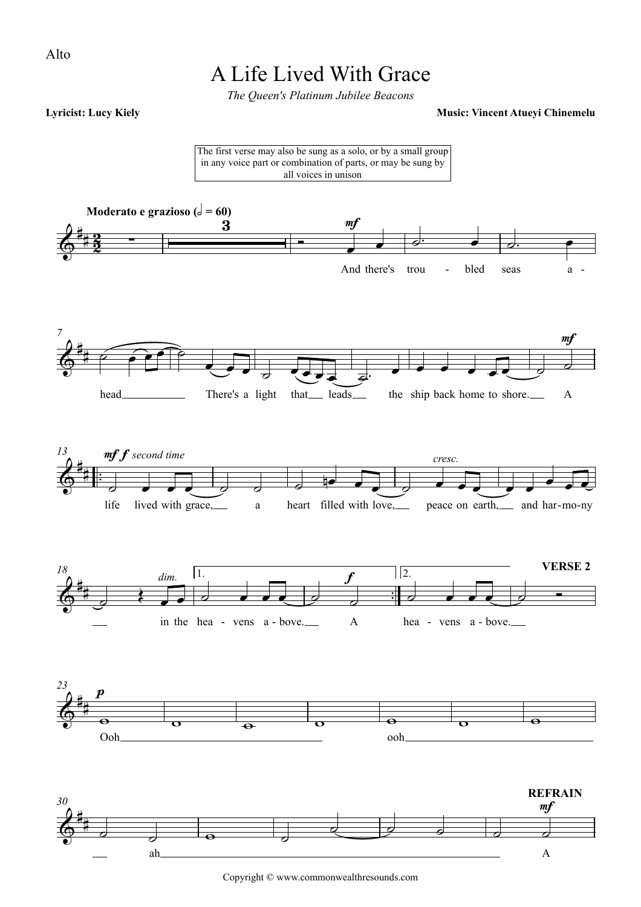Alto

# A Life Lived With Grace

*The Queen's Platinum Jubilee Beacons*

**Lyricist: Lucy Kiely** **Music: Vincent Atueyi Chinemelu**

The first verse may also be sung as a solo, or by a small group in any voice part or combination of parts, or may be sung by all voices in unison

**Moderato e grazioso (𝅗𝅥 = 60)**

And there's trou - bled seas a - head There's a light that leads the ship back home to shore. A

life lived with grace, a heart filled with love, peace on earth, and har-mo-ny in the hea - vens a - bove. A hea - vens a - bove.

**VERSE 2**

Ooh ooh ah

**REFRAIN**

A

Copyright © www.commonwealthresounds.com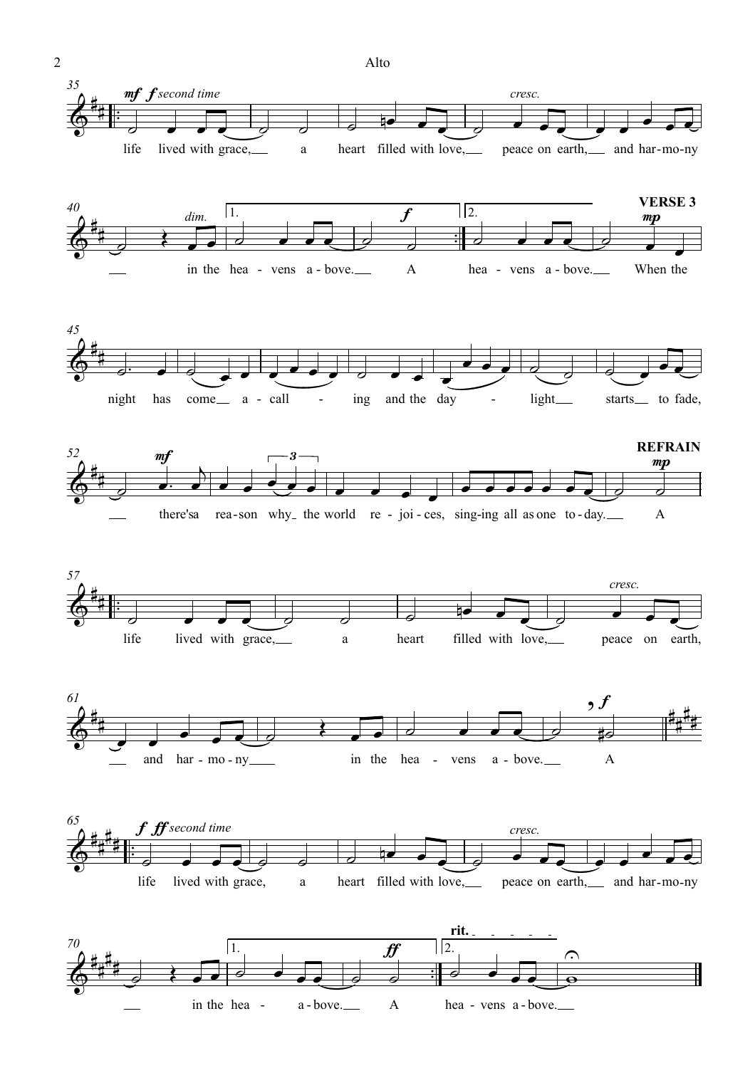*mf* *f second time*

life lived with grace, a heart filled with love, peace on earth, and har-mo-ny in the hea - vens a - bove. A hea - vens a - bove.

**VERSE 3**

*mp*

When the night has come a - call - ing and the day - light starts to fade, there'sa rea-son why the world re - joi - ces, sing-ing all as one to - day. A

**REFRAIN**

*mp*

life lived with grace, a heart filled with love, peace on earth, and har - mo - ny in the hea - vens a - bove. A

*f* *ff second time*

life lived with grace, a heart filled with love, peace on earth, and har-mo-ny in the hea - a - bove. A hea - vens a - bove.

**rit.**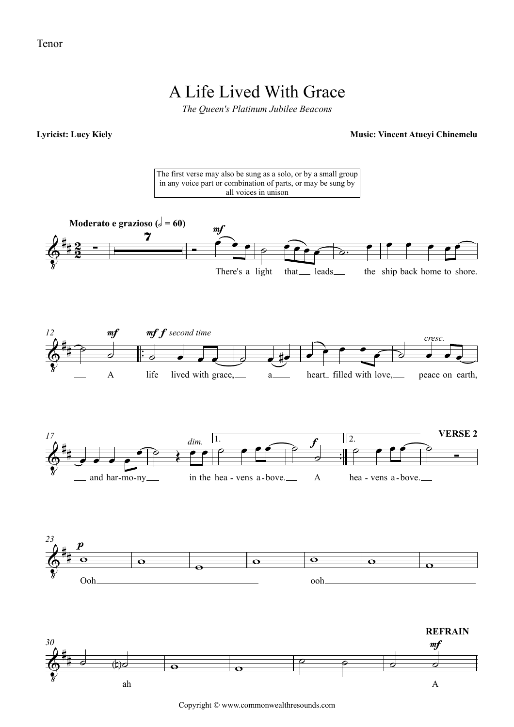Tenor

# A Life Lived With Grace

*The Queen's Platinum Jubilee Beacons*

**Lyricist: Lucy Kiely** **Music: Vincent Atueyi Chinemelu**

The first verse may also be sung as a solo, or by a small group in any voice part or combination of parts, or may be sung by all voices in unison

**Moderato e grazioso (𝅗𝅥 = 60)**

*mf*

There's a light that leads the ship back home to shore.

12 *mf* *mf f second time*

A life lived with grace, a heart filled with love, *cresc.* peace on earth,

17 *dim.* 1. *f* 2. **VERSE 2**

and har-mo-ny in the hea - vens a - bove. A hea - vens a - bove.

23 *p*

Ooh ooh

30 **REFRAIN** *mf*

ah A

Copyright © www.commonwealthresounds.com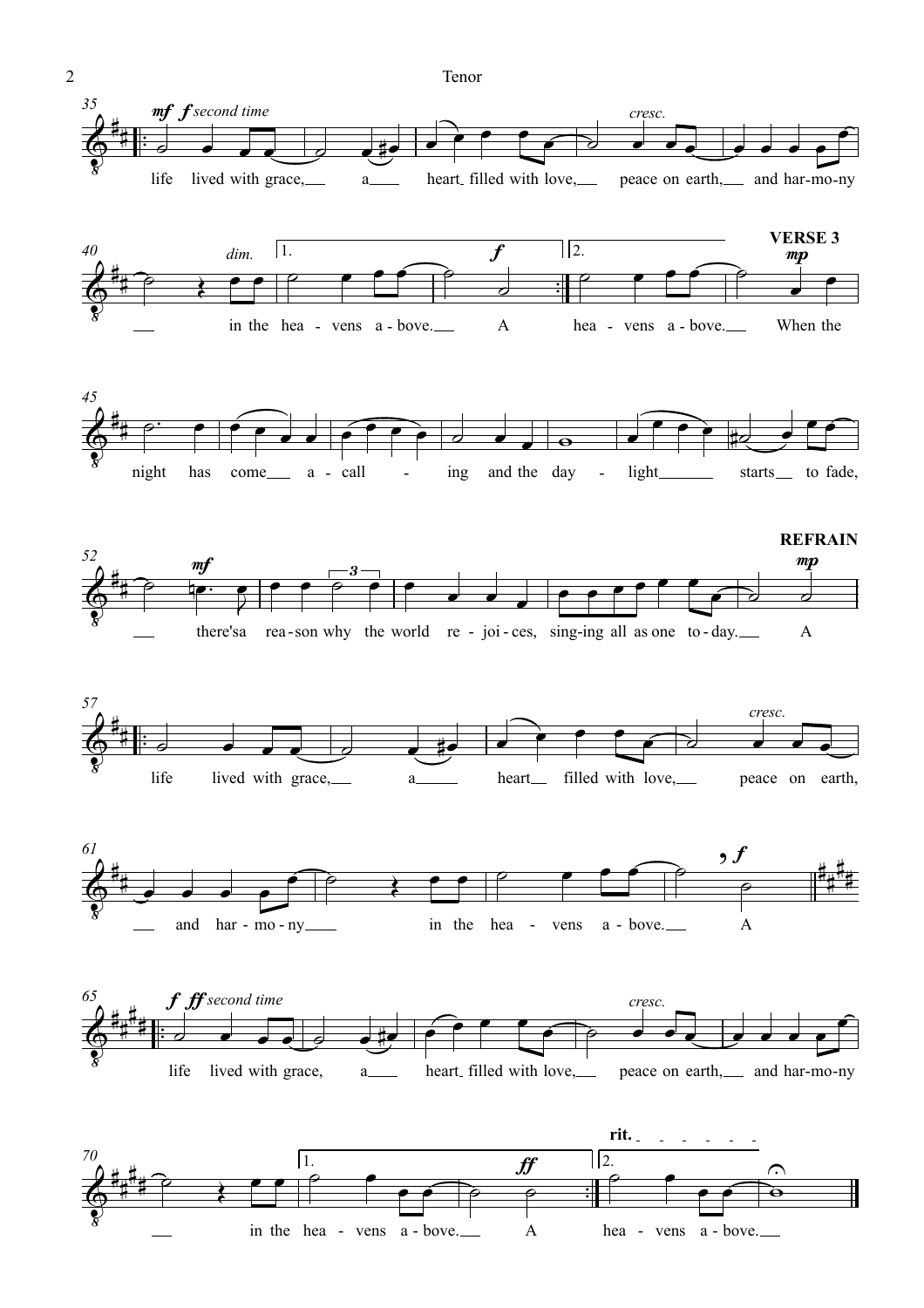life lived with grace, a heart filled with love, peace on earth, and har-mo-ny in the hea-vens a-bove. A hea-vens a-bove.

**VERSE 3**

When the night has come a-call-ing and the day-light starts to fade, there's a rea-son why the world re-joi-ces, sing-ing all as one to-day. A

**REFRAIN**

life lived with grace, a heart filled with love, peace on earth, and har-mo-ny in the hea-vens a-bove. A

life lived with grace, a heart filled with love, peace on earth, and har-mo-ny in the hea-vens a-bove. A hea-vens a-bove.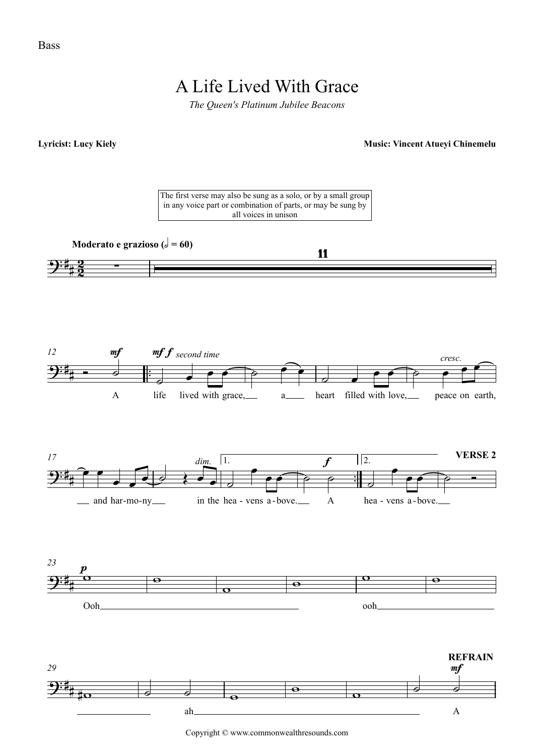Bass

# A Life Lived With Grace

*The Queen's Platinum Jubilee Beacons*

**Lyricist: Lucy Kiely** **Music: Vincent Atueyi Chinemelu**

The first verse may also be sung as a solo, or by a small group in any voice part or combination of parts, or may be sung by all voices in unison

**Moderato e grazioso** (♩ = 60)

12 *mf* A *mf f second time* life lived with grace, a heart filled with love, *cresc.* peace on earth,

17 and har-mo-ny *dim.* in the hea - vens a - bove. *f* A | 2. hea - vens a - bove. **VERSE 2**

23 *p* Ooh ooh

29 ah **REFRAIN** *mf* A

Copyright © www.commonwealthresounds.com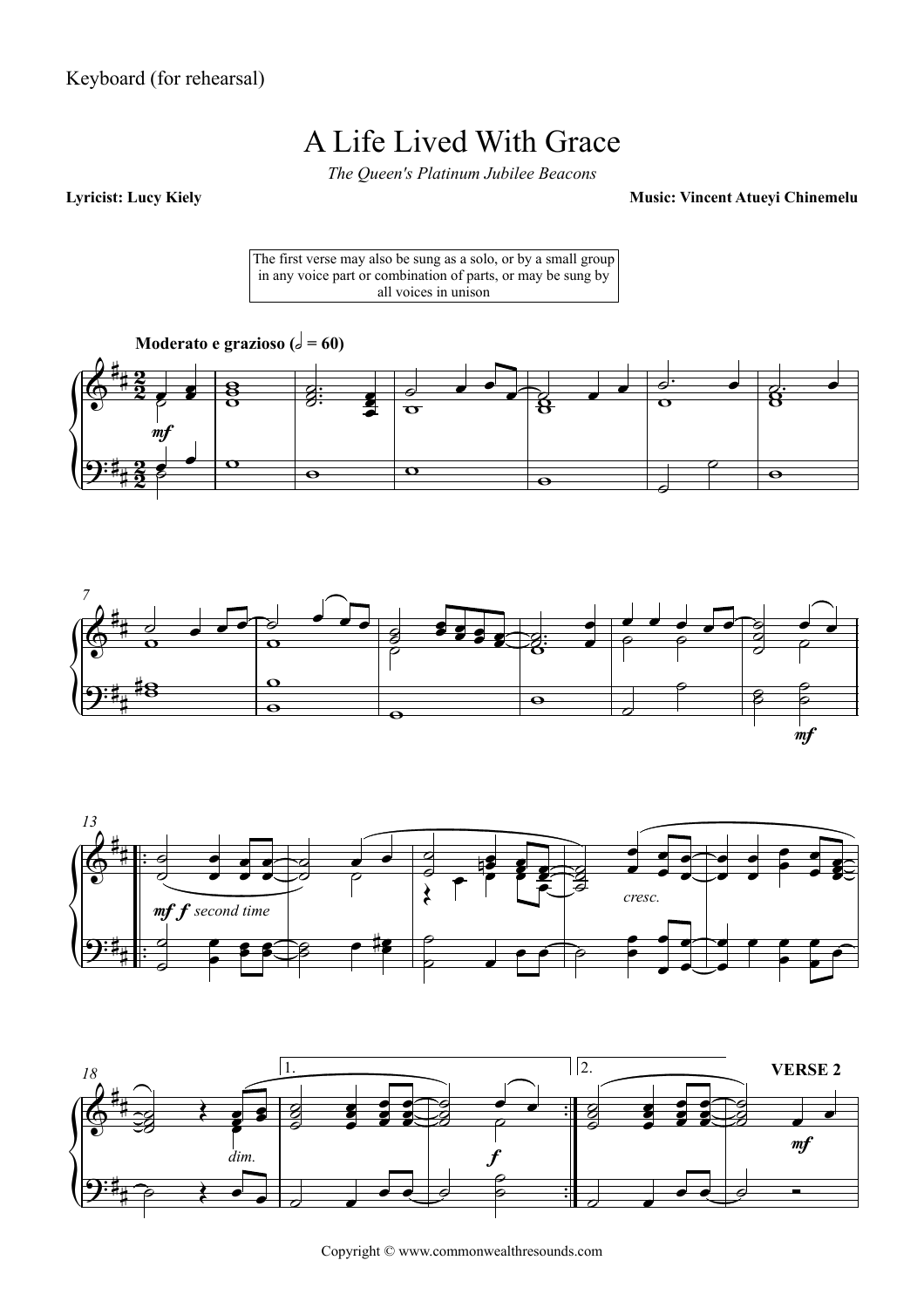Keyboard (for rehearsal)

# A Life Lived With Grace

*The Queen's Platinum Jubilee Beacons*

**Lyricist: Lucy Kiely** **Music: Vincent Atueyi Chinemelu**

The first verse may also be sung as a solo, or by a small group in any voice part or combination of parts, or may be sung by all voices in unison

**Moderato e grazioso (𝅗𝅥 = 60)**

Copyright © www.commonwealthresounds.com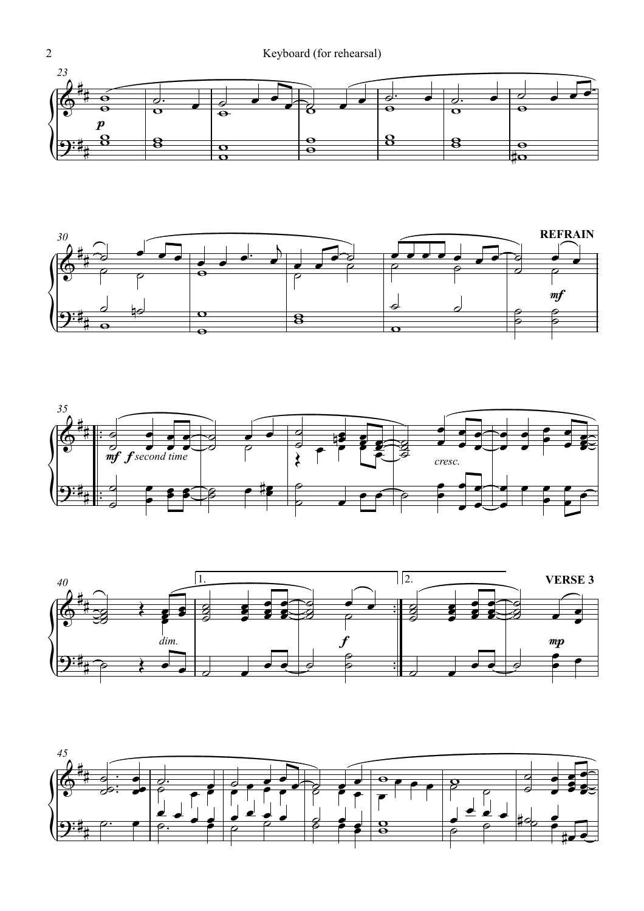**REFRAIN**

**VERSE 3**